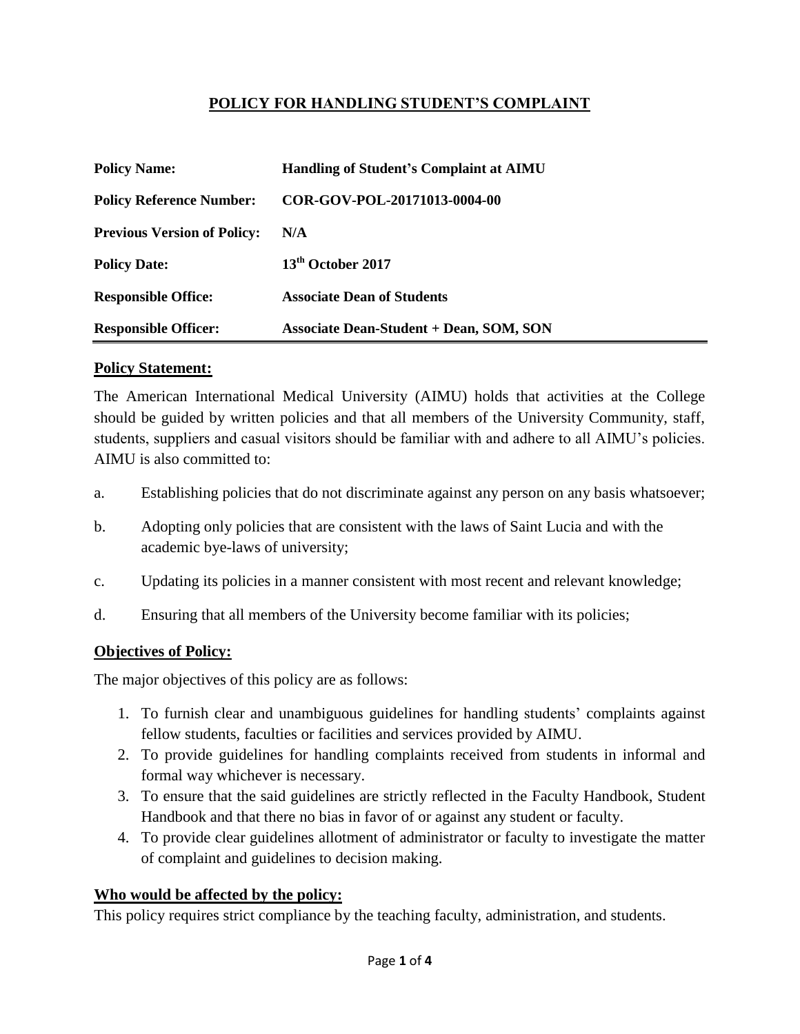# POLICY FOR HANDLING STUDENT'S COMPLAINT

| | |
|---|---|
| **Policy Name:** | **Handling of Student's Complaint at AIMU** |
| **Policy Reference Number:** | **COR-GOV-POL-20171013-0004-00** |
| **Previous Version of Policy:** | **N/A** |
| **Policy Date:** | **13th October 2017** |
| **Responsible Office:** | **Associate Dean of Students** |
| **Responsible Officer:** | **Associate Dean-Student + Dean, SOM, SON** |

## Policy Statement:

The American International Medical University (AIMU) holds that activities at the College should be guided by written policies and that all members of the University Community, staff, students, suppliers and casual visitors should be familiar with and adhere to all AIMU's policies. AIMU is also committed to:

a. Establishing policies that do not discriminate against any person on any basis whatsoever;

b. Adopting only policies that are consistent with the laws of Saint Lucia and with the academic bye-laws of university;

c. Updating its policies in a manner consistent with most recent and relevant knowledge;

d. Ensuring that all members of the University become familiar with its policies;

## Objectives of Policy:

The major objectives of this policy are as follows:

1. To furnish clear and unambiguous guidelines for handling students' complaints against fellow students, faculties or facilities and services provided by AIMU.
2. To provide guidelines for handling complaints received from students in informal and formal way whichever is necessary.
3. To ensure that the said guidelines are strictly reflected in the Faculty Handbook, Student Handbook and that there no bias in favor of or against any student or faculty.
4. To provide clear guidelines allotment of administrator or faculty to investigate the matter of complaint and guidelines to decision making.

## Who would be affected by the policy:

This policy requires strict compliance by the teaching faculty, administration, and students.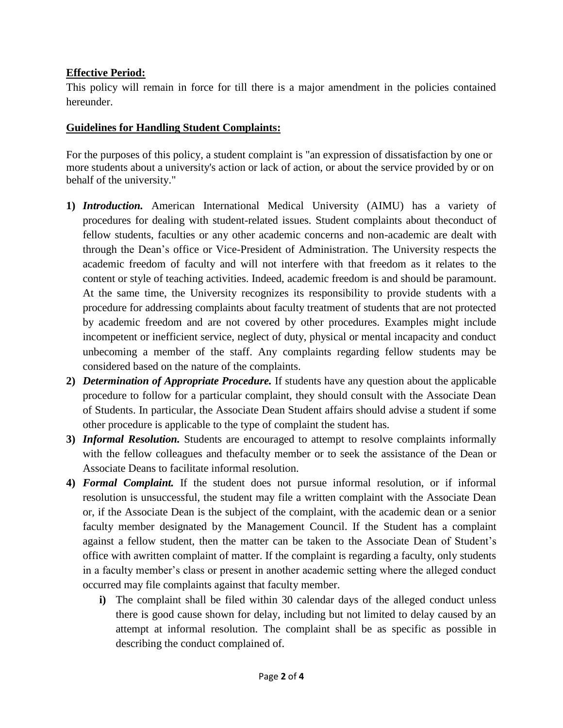**Effective Period:**

This policy will remain in force for till there is a major amendment in the policies contained hereunder.

**Guidelines for Handling Student Complaints:**

For the purposes of this policy, a student complaint is "an expression of dissatisfaction by one or more students about a university's action or lack of action, or about the service provided by or on behalf of the university."

1) ***Introduction.*** American International Medical University (AIMU) has a variety of procedures for dealing with student-related issues. Student complaints about theconduct of fellow students, faculties or any other academic concerns and non-academic are dealt with through the Dean's office or Vice-President of Administration. The University respects the academic freedom of faculty and will not interfere with that freedom as it relates to the content or style of teaching activities. Indeed, academic freedom is and should be paramount. At the same time, the University recognizes its responsibility to provide students with a procedure for addressing complaints about faculty treatment of students that are not protected by academic freedom and are not covered by other procedures. Examples might include incompetent or inefficient service, neglect of duty, physical or mental incapacity and conduct unbecoming a member of the staff. Any complaints regarding fellow students may be considered based on the nature of the complaints.
2) ***Determination of Appropriate Procedure.*** If students have any question about the applicable procedure to follow for a particular complaint, they should consult with the Associate Dean of Students. In particular, the Associate Dean Student affairs should advise a student if some other procedure is applicable to the type of complaint the student has.
3) ***Informal Resolution.*** Students are encouraged to attempt to resolve complaints informally with the fellow colleagues and thefaculty member or to seek the assistance of the Dean or Associate Deans to facilitate informal resolution.
4) ***Formal Complaint.*** If the student does not pursue informal resolution, or if informal resolution is unsuccessful, the student may file a written complaint with the Associate Dean or, if the Associate Dean is the subject of the complaint, with the academic dean or a senior faculty member designated by the Management Council. If the Student has a complaint against a fellow student, then the matter can be taken to the Associate Dean of Student's office with awritten complaint of matter. If the complaint is regarding a faculty, only students in a faculty member's class or present in another academic setting where the alleged conduct occurred may file complaints against that faculty member.
   - **i)** The complaint shall be filed within 30 calendar days of the alleged conduct unless there is good cause shown for delay, including but not limited to delay caused by an attempt at informal resolution. The complaint shall be as specific as possible in describing the conduct complained of.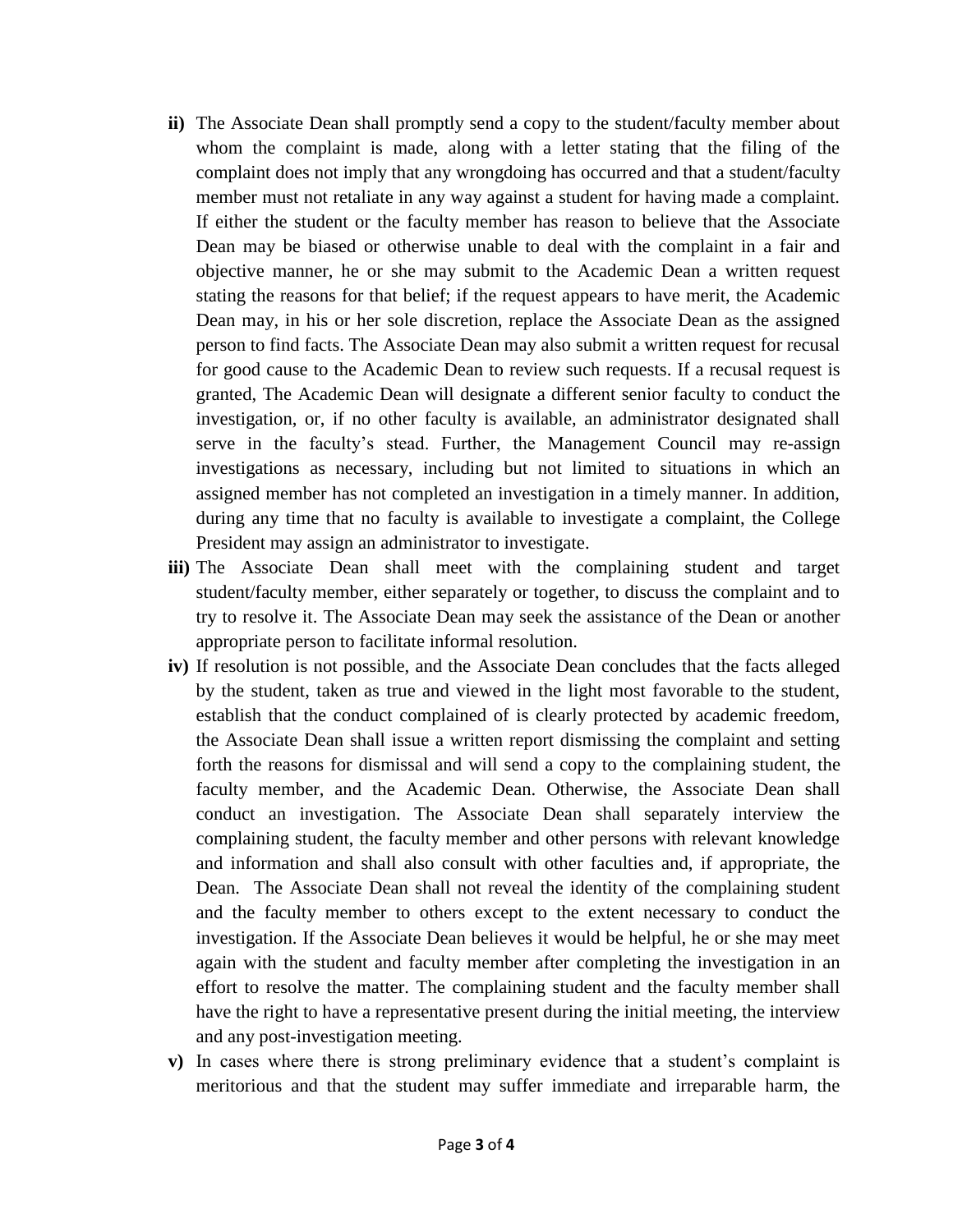- **ii)** The Associate Dean shall promptly send a copy to the student/faculty member about whom the complaint is made, along with a letter stating that the filing of the complaint does not imply that any wrongdoing has occurred and that a student/faculty member must not retaliate in any way against a student for having made a complaint. If either the student or the faculty member has reason to believe that the Associate Dean may be biased or otherwise unable to deal with the complaint in a fair and objective manner, he or she may submit to the Academic Dean a written request stating the reasons for that belief; if the request appears to have merit, the Academic Dean may, in his or her sole discretion, replace the Associate Dean as the assigned person to find facts. The Associate Dean may also submit a written request for recusal for good cause to the Academic Dean to review such requests. If a recusal request is granted, The Academic Dean will designate a different senior faculty to conduct the investigation, or, if no other faculty is available, an administrator designated shall serve in the faculty's stead. Further, the Management Council may re-assign investigations as necessary, including but not limited to situations in which an assigned member has not completed an investigation in a timely manner. In addition, during any time that no faculty is available to investigate a complaint, the College President may assign an administrator to investigate.
- **iii)** The Associate Dean shall meet with the complaining student and target student/faculty member, either separately or together, to discuss the complaint and to try to resolve it. The Associate Dean may seek the assistance of the Dean or another appropriate person to facilitate informal resolution.
- **iv)** If resolution is not possible, and the Associate Dean concludes that the facts alleged by the student, taken as true and viewed in the light most favorable to the student, establish that the conduct complained of is clearly protected by academic freedom, the Associate Dean shall issue a written report dismissing the complaint and setting forth the reasons for dismissal and will send a copy to the complaining student, the faculty member, and the Academic Dean. Otherwise, the Associate Dean shall conduct an investigation. The Associate Dean shall separately interview the complaining student, the faculty member and other persons with relevant knowledge and information and shall also consult with other faculties and, if appropriate, the Dean. The Associate Dean shall not reveal the identity of the complaining student and the faculty member to others except to the extent necessary to conduct the investigation. If the Associate Dean believes it would be helpful, he or she may meet again with the student and faculty member after completing the investigation in an effort to resolve the matter. The complaining student and the faculty member shall have the right to have a representative present during the initial meeting, the interview and any post-investigation meeting.
- **v)** In cases where there is strong preliminary evidence that a student's complaint is meritorious and that the student may suffer immediate and irreparable harm, the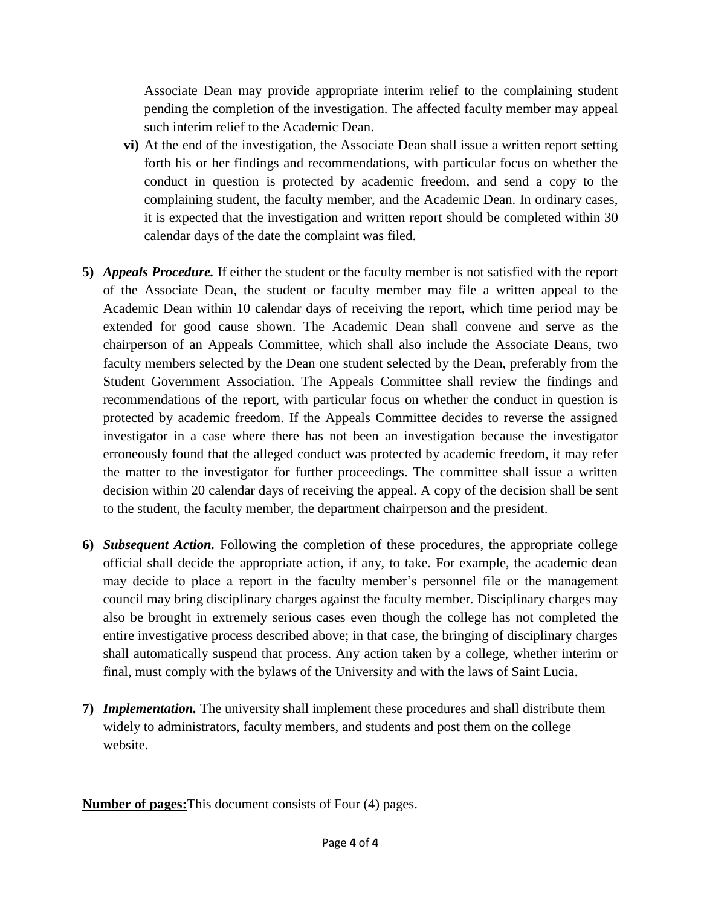Associate Dean may provide appropriate interim relief to the complaining student pending the completion of the investigation. The affected faculty member may appeal such interim relief to the Academic Dean.

**vi)** At the end of the investigation, the Associate Dean shall issue a written report setting forth his or her findings and recommendations, with particular focus on whether the conduct in question is protected by academic freedom, and send a copy to the complaining student, the faculty member, and the Academic Dean. In ordinary cases, it is expected that the investigation and written report should be completed within 30 calendar days of the date the complaint was filed.

**5)** ***Appeals Procedure.*** If either the student or the faculty member is not satisfied with the report of the Associate Dean, the student or faculty member may file a written appeal to the Academic Dean within 10 calendar days of receiving the report, which time period may be extended for good cause shown. The Academic Dean shall convene and serve as the chairperson of an Appeals Committee, which shall also include the Associate Deans, two faculty members selected by the Dean one student selected by the Dean, preferably from the Student Government Association. The Appeals Committee shall review the findings and recommendations of the report, with particular focus on whether the conduct in question is protected by academic freedom. If the Appeals Committee decides to reverse the assigned investigator in a case where there has not been an investigation because the investigator erroneously found that the alleged conduct was protected by academic freedom, it may refer the matter to the investigator for further proceedings. The committee shall issue a written decision within 20 calendar days of receiving the appeal. A copy of the decision shall be sent to the student, the faculty member, the department chairperson and the president.

**6)** ***Subsequent Action.*** Following the completion of these procedures, the appropriate college official shall decide the appropriate action, if any, to take. For example, the academic dean may decide to place a report in the faculty member's personnel file or the management council may bring disciplinary charges against the faculty member. Disciplinary charges may also be brought in extremely serious cases even though the college has not completed the entire investigative process described above; in that case, the bringing of disciplinary charges shall automatically suspend that process. Any action taken by a college, whether interim or final, must comply with the bylaws of the University and with the laws of Saint Lucia.

**7)** ***Implementation.*** The university shall implement these procedures and shall distribute them widely to administrators, faculty members, and students and post them on the college website.

**Number of pages:**This document consists of Four (4) pages.